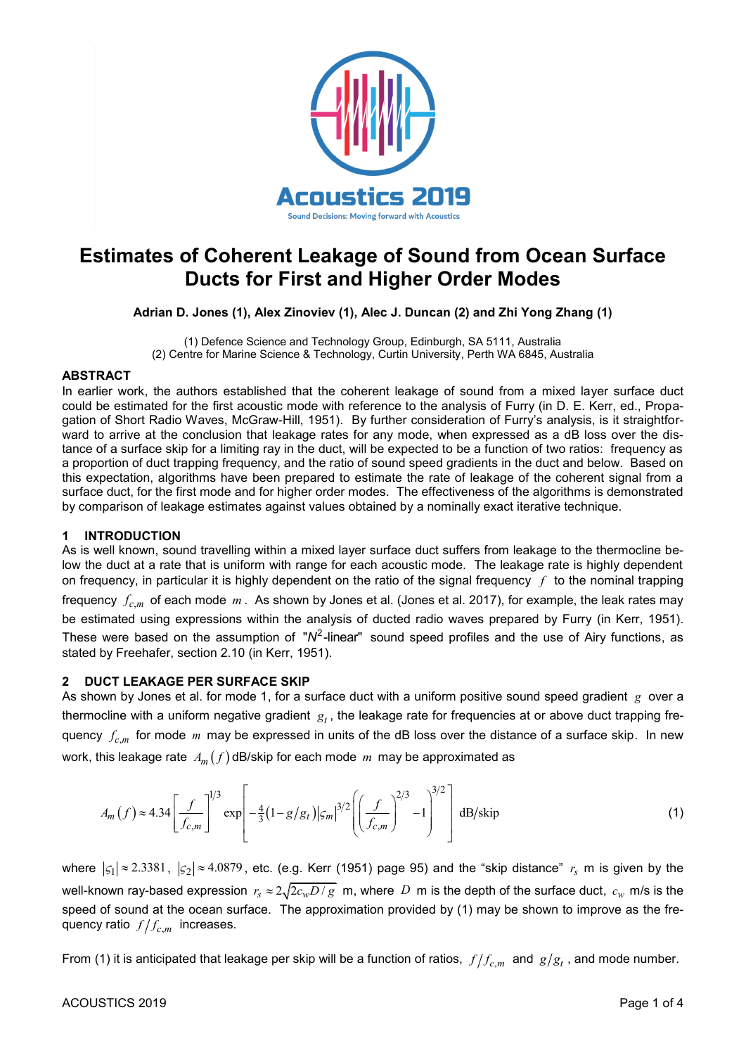# Estimates of Coherent Leakage of Sound from Ocean Surface Ducts for First and Higher Order Modes

**Adrian D. Jones (1), Alex Zinoviev (1), Alec J. Duncan (2) and Zhi Yong Zhang (1)**

(1) Defence Science and Technology Group, Edinburgh, SA 5111, Australia
(2) Centre for Marine Science & Technology, Curtin University, Perth WA 6845, Australia

## ABSTRACT

In earlier work, the authors established that the coherent leakage of sound from a mixed layer surface duct could be estimated for the first acoustic mode with reference to the analysis of Furry (in D. E. Kerr, ed., Propagation of Short Radio Waves, McGraw-Hill, 1951). By further consideration of Furry's analysis, is it straightforward to arrive at the conclusion that leakage rates for any mode, when expressed as a dB loss over the distance of a surface skip for a limiting ray in the duct, will be expected to be a function of two ratios: frequency as a proportion of duct trapping frequency, and the ratio of sound speed gradients in the duct and below. Based on this expectation, algorithms have been prepared to estimate the rate of leakage of the coherent signal from a surface duct, for the first mode and for higher order modes. The effectiveness of the algorithms is demonstrated by comparison of leakage estimates against values obtained by a nominally exact iterative technique.

## 1 INTRODUCTION

As is well known, sound travelling within a mixed layer surface duct suffers from leakage to the thermocline below the duct at a rate that is uniform with range for each acoustic mode. The leakage rate is highly dependent on frequency, in particular it is highly dependent on the ratio of the signal frequency $f$ to the nominal trapping frequency $f_{c,m}$ of each mode $m$. As shown by Jones et al. (Jones et al. 2017), for example, the leak rates may be estimated using expressions within the analysis of ducted radio waves prepared by Furry (in Kerr, 1951). These were based on the assumption of "$N^2$-linear" sound speed profiles and the use of Airy functions, as stated by Freehafer, section 2.10 (in Kerr, 1951).

## 2 DUCT LEAKAGE PER SURFACE SKIP

As shown by Jones et al. for mode 1, for a surface duct with a uniform positive sound speed gradient $g$ over a thermocline with a uniform negative gradient $g_t$, the leakage rate for frequencies at or above duct trapping frequency $f_{c,m}$ for mode $m$ may be expressed in units of the dB loss over the distance of a surface skip. In new work, this leakage rate $A_m(f)$ dB/skip for each mode $m$ may be approximated as

$$A_m(f) \approx 4.34 \left[\frac{f}{f_{c,m}}\right]^{1/3} \exp\left[-\tfrac{4}{3}\left(1 - g/g_t\right)\left|\varsigma_m\right|^{3/2}\left(\left(\frac{f}{f_{c,m}}\right)^{2/3} - 1\right)^{3/2}\right] \text{ dB/skip} \tag{1}$$

where $|\varsigma_1| \approx 2.3381$, $|\varsigma_2| \approx 4.0879$, etc. (e.g. Kerr (1951) page 95) and the "skip distance" $r_s$ m is given by the well-known ray-based expression $r_s \approx 2\sqrt{2c_w D/g}$ m, where $D$ m is the depth of the surface duct, $c_w$ m/s is the speed of sound at the ocean surface. The approximation provided by (1) may be shown to improve as the frequency ratio $f/f_{c,m}$ increases.

From (1) it is anticipated that leakage per skip will be a function of ratios, $f/f_{c,m}$ and $g/g_t$, and mode number.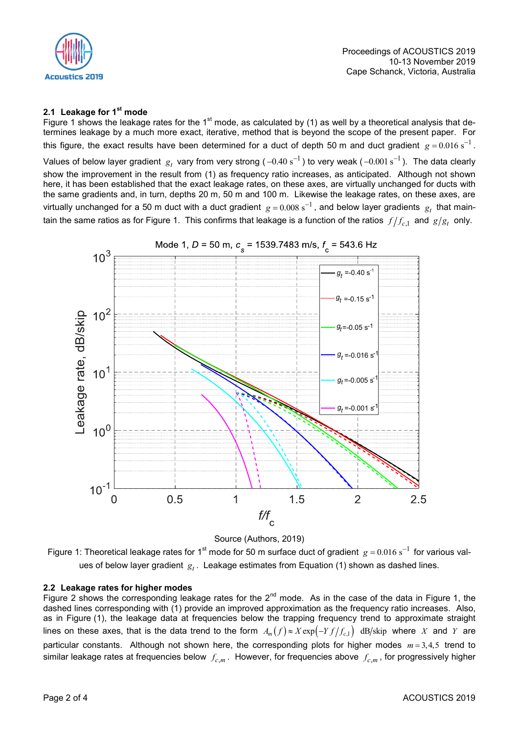### 2.1 Leakage for 1st mode

Figure 1 shows the leakage rates for the 1st mode, as calculated by (1) as well by a theoretical analysis that determines leakage by a much more exact, iterative, method that is beyond the scope of the present paper. For this figure, the exact results have been determined for a duct of depth 50 m and duct gradient $g = 0.016\ \mathrm{s}^{-1}$. Values of below layer gradient $g_t$ vary from very strong ($-0.40\ \mathrm{s}^{-1}$) to very weak ($-0.001\ \mathrm{s}^{-1}$). The data clearly show the improvement in the result from (1) as frequency ratio increases, as anticipated. Although not shown here, it has been established that the exact leakage rates, on these axes, are virtually unchanged for ducts with the same gradients and, in turn, depths 20 m, 50 m and 100 m. Likewise the leakage rates, on these axes, are virtually unchanged for a 50 m duct with a duct gradient $g = 0.008\ \mathrm{s}^{-1}$, and below layer gradients $g_t$ that maintain the same ratios as for Figure 1. This confirms that leakage is a function of the ratios $f/f_{c,1}$ and $g/g_t$ only.

Source (Authors, 2019)

Figure 1: Theoretical leakage rates for 1st mode for 50 m surface duct of gradient $g = 0.016\ \mathrm{s}^{-1}$ for various values of below layer gradient $g_t$. Leakage estimates from Equation (1) shown as dashed lines.

### 2.2 Leakage rates for higher modes

Figure 2 shows the corresponding leakage rates for the 2nd mode. As in the case of the data in Figure 1, the dashed lines corresponding with (1) provide an improved approximation as the frequency ratio increases. Also, as in Figure (1), the leakage data at frequencies below the trapping frequency trend to approximate straight lines on these axes, that is the data trend to the form $A_m(f) \approx X \exp(-Y f/f_{c,1})$ dB/skip where $X$ and $Y$ are particular constants. Although not shown here, the corresponding plots for higher modes $m = 3,4,5$ trend to similar leakage rates at frequencies below $f_{c,m}$. However, for frequencies above $f_{c,m}$, for progressively higher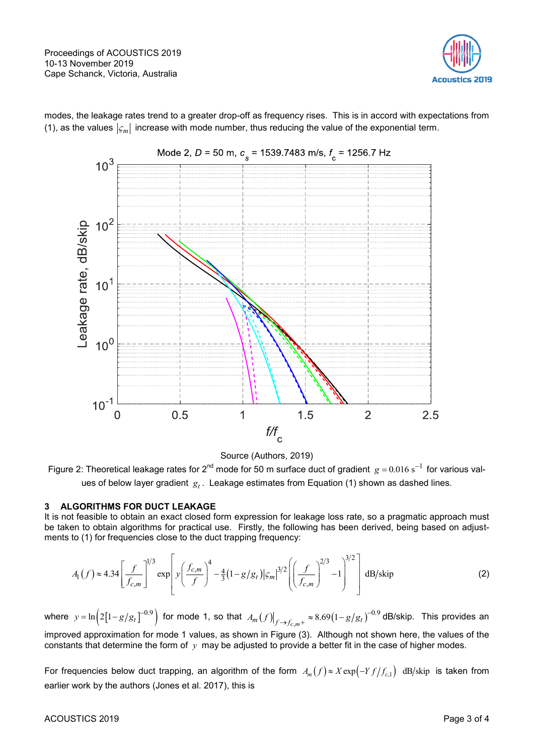modes, the leakage rates trend to a greater drop-off as frequency rises. This is in accord with expectations from (1), as the values $|\varsigma_m|$ increase with mode number, thus reducing the value of the exponential term.

Source (Authors, 2019)

Figure 2: Theoretical leakage rates for 2[nd] mode for 50 m surface duct of gradient $g = 0.016\ \text{s}^{-1}$ for various values of below layer gradient $g_t$. Leakage estimates from Equation (1) shown as dashed lines.

## 3 ALGORITHMS FOR DUCT LEAKAGE

It is not feasible to obtain an exact closed form expression for leakage loss rate, so a pragmatic approach must be taken to obtain algorithms for practical use. Firstly, the following has been derived, being based on adjustments to (1) for frequencies close to the duct trapping frequency:

$$A_1(f) \approx 4.34\left[\frac{f}{f_{c,m}}\right]^{1/3} \exp\left[y\left(\frac{f_{c,m}}{f}\right)^4 - \tfrac{4}{3}\left(1-g/g_t\right)|\varsigma_m|^{3/2}\left(\left(\frac{f}{f_{c,m}}\right)^{2/3}-1\right)^{3/2}\right]\ \text{dB/skip} \qquad (2)$$

where $y = \ln\left(2\left[1-g/g_t\right]^{-0.9}\right)$ for mode 1, so that $A_m(f)\big|_{f\to f_{c,m}+} \approx 8.69\left(1-g/g_t\right)^{-0.9}$ dB/skip. This provides an improved approximation for mode 1 values, as shown in Figure (3). Although not shown here, the values of the constants that determine the form of $y$ may be adjusted to provide a better fit in the case of higher modes.

For frequencies below duct trapping, an algorithm of the form $A_m(f) \approx X\exp\left(-Y f/f_{c,1}\right)$ dB/skip is taken from earlier work by the authors (Jones et al. 2017), this is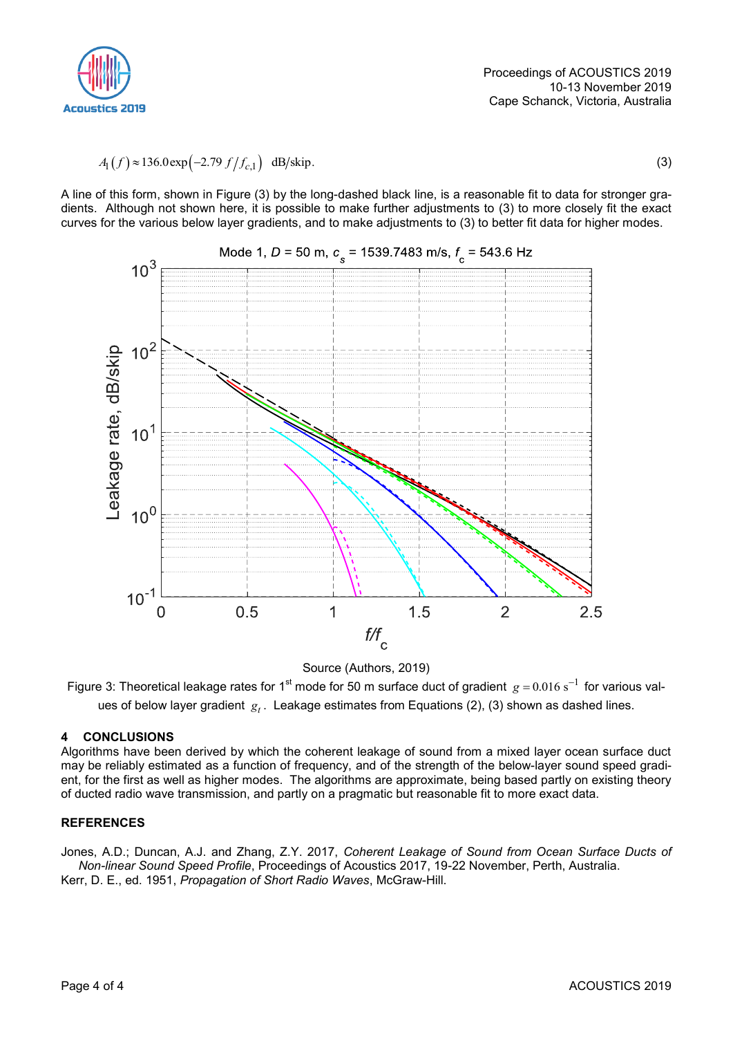$$A_1(f) \approx 136.0 \exp\left(-2.79\, f/f_{c,1}\right) \text{ dB/skip}. \tag{3}$$

A line of this form, shown in Figure (3) by the long-dashed black line, is a reasonable fit to data for stronger gradients. Although not shown here, it is possible to make further adjustments to (3) to more closely fit the exact curves for the various below layer gradients, and to make adjustments to (3) to better fit data for higher modes.

Mode 1, $D$ = 50 m, $c_s$ = 1539.7483 m/s, $f_c$ = 543.6 Hz

Leakage rate, dB/skip

$10^3$
$10^2$
$10^1$
$10^0$
$10^{-1}$

0
0.5
1
1.5
2
2.5

$f/f_c$

Source (Authors, 2019)

Figure 3: Theoretical leakage rates for 1st mode for 50 m surface duct of gradient $g = 0.016\ \text{s}^{-1}$ for various values of below layer gradient $g_t$. Leakage estimates from Equations (2), (3) shown as dashed lines.

## 4 CONCLUSIONS

Algorithms have been derived by which the coherent leakage of sound from a mixed layer ocean surface duct may be reliably estimated as a function of frequency, and of the strength of the below-layer sound speed gradient, for the first as well as higher modes. The algorithms are approximate, being based partly on existing theory of ducted radio wave transmission, and partly on a pragmatic but reasonable fit to more exact data.

## REFERENCES

Jones, A.D.; Duncan, A.J. and Zhang, Z.Y. 2017, *Coherent Leakage of Sound from Ocean Surface Ducts of Non-linear Sound Speed Profile*, Proceedings of Acoustics 2017, 19-22 November, Perth, Australia.

Kerr, D. E., ed. 1951, *Propagation of Short Radio Waves*, McGraw-Hill.